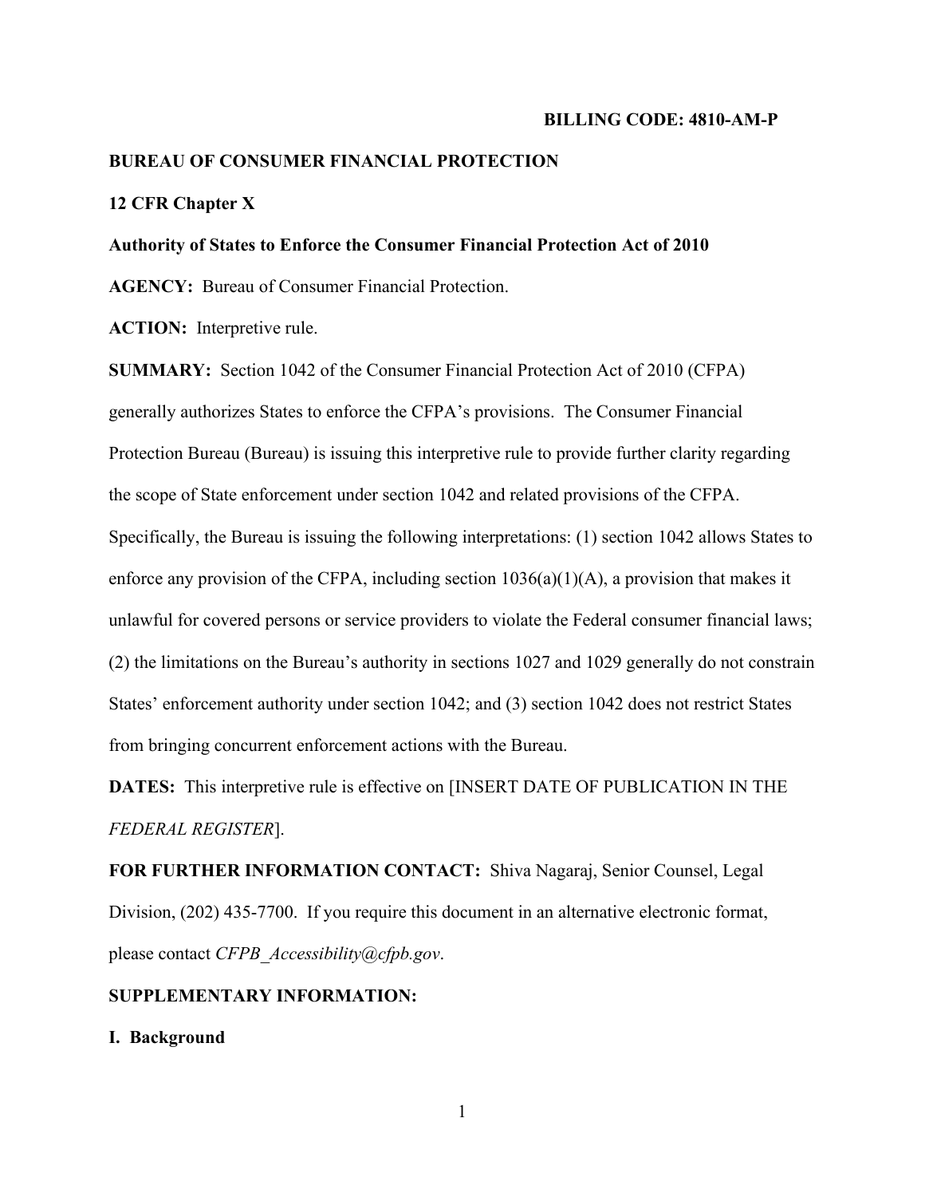**BILLING CODE: 4810-AM-P**

**BUREAU OF CONSUMER FINANCIAL PROTECTION**

**12 CFR Chapter X**

**Authority of States to Enforce the Consumer Financial Protection Act of 2010**

**AGENCY:** Bureau of Consumer Financial Protection.

**ACTION:** Interpretive rule.

**SUMMARY:** Section 1042 of the Consumer Financial Protection Act of 2010 (CFPA) generally authorizes States to enforce the CFPA's provisions. The Consumer Financial Protection Bureau (Bureau) is issuing this interpretive rule to provide further clarity regarding the scope of State enforcement under section 1042 and related provisions of the CFPA. Specifically, the Bureau is issuing the following interpretations: (1) section 1042 allows States to enforce any provision of the CFPA, including section 1036(a)(1)(A), a provision that makes it unlawful for covered persons or service providers to violate the Federal consumer financial laws; (2) the limitations on the Bureau's authority in sections 1027 and 1029 generally do not constrain States' enforcement authority under section 1042; and (3) section 1042 does not restrict States from bringing concurrent enforcement actions with the Bureau.

**DATES:** This interpretive rule is effective on [INSERT DATE OF PUBLICATION IN THE *FEDERAL REGISTER*].

**FOR FURTHER INFORMATION CONTACT:** Shiva Nagaraj, Senior Counsel, Legal Division, (202) 435-7700. If you require this document in an alternative electronic format, please contact *CFPB_Accessibility@cfpb.gov*.

**SUPPLEMENTARY INFORMATION:**

**I. Background**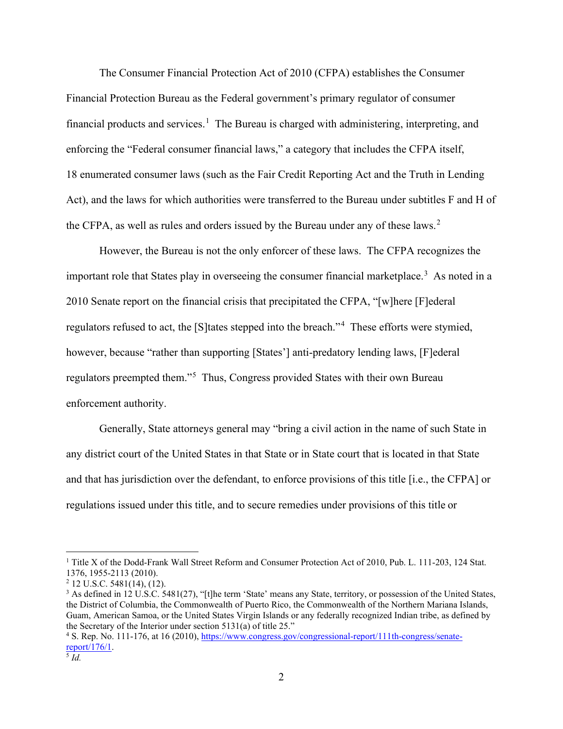The Consumer Financial Protection Act of 2010 (CFPA) establishes the Consumer Financial Protection Bureau as the Federal government's primary regulator of consumer financial products and services.[1] The Bureau is charged with administering, interpreting, and enforcing the "Federal consumer financial laws," a category that includes the CFPA itself, 18 enumerated consumer laws (such as the Fair Credit Reporting Act and the Truth in Lending Act), and the laws for which authorities were transferred to the Bureau under subtitles F and H of the CFPA, as well as rules and orders issued by the Bureau under any of these laws.[2]

However, the Bureau is not the only enforcer of these laws. The CFPA recognizes the important role that States play in overseeing the consumer financial marketplace.[3] As noted in a 2010 Senate report on the financial crisis that precipitated the CFPA, "[w]here [F]ederal regulators refused to act, the [S]tates stepped into the breach."[4] These efforts were stymied, however, because "rather than supporting [States'] anti-predatory lending laws, [F]ederal regulators preempted them."[5] Thus, Congress provided States with their own Bureau enforcement authority.

Generally, State attorneys general may "bring a civil action in the name of such State in any district court of the United States in that State or in State court that is located in that State and that has jurisdiction over the defendant, to enforce provisions of this title [i.e., the CFPA] or regulations issued under this title, and to secure remedies under provisions of this title or

---

[1] Title X of the Dodd-Frank Wall Street Reform and Consumer Protection Act of 2010, Pub. L. 111-203, 124 Stat. 1376, 1955-2113 (2010).

[2] 12 U.S.C. 5481(14), (12).

[3] As defined in 12 U.S.C. 5481(27), "[t]he term 'State' means any State, territory, or possession of the United States, the District of Columbia, the Commonwealth of Puerto Rico, the Commonwealth of the Northern Mariana Islands, Guam, American Samoa, or the United States Virgin Islands or any federally recognized Indian tribe, as defined by the Secretary of the Interior under section 5131(a) of title 25."

[4] S. Rep. No. 111-176, at 16 (2010), [https://www.congress.gov/congressional-report/111th-congress/senate-report/176/1](https://www.congress.gov/congressional-report/111th-congress/senate-report/176/1).

[5] *Id.*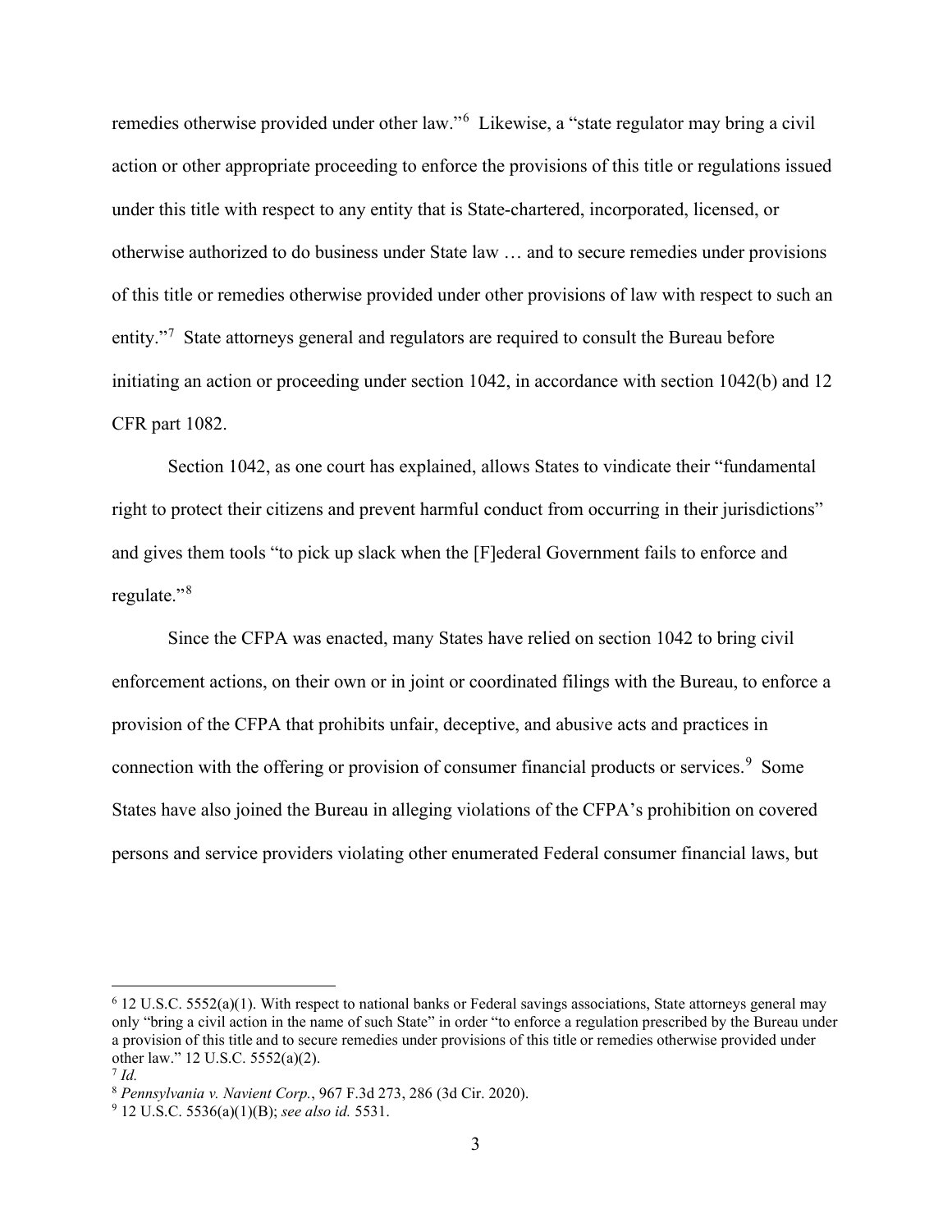remedies otherwise provided under other law."[6] Likewise, a "state regulator may bring a civil action or other appropriate proceeding to enforce the provisions of this title or regulations issued under this title with respect to any entity that is State-chartered, incorporated, licensed, or otherwise authorized to do business under State law … and to secure remedies under provisions of this title or remedies otherwise provided under other provisions of law with respect to such an entity."[7] State attorneys general and regulators are required to consult the Bureau before initiating an action or proceeding under section 1042, in accordance with section 1042(b) and 12 CFR part 1082.

Section 1042, as one court has explained, allows States to vindicate their "fundamental right to protect their citizens and prevent harmful conduct from occurring in their jurisdictions" and gives them tools "to pick up slack when the [F]ederal Government fails to enforce and regulate."[8]

Since the CFPA was enacted, many States have relied on section 1042 to bring civil enforcement actions, on their own or in joint or coordinated filings with the Bureau, to enforce a provision of the CFPA that prohibits unfair, deceptive, and abusive acts and practices in connection with the offering or provision of consumer financial products or services.[9] Some States have also joined the Bureau in alleging violations of the CFPA's prohibition on covered persons and service providers violating other enumerated Federal consumer financial laws, but

---

[6] 12 U.S.C. 5552(a)(1). With respect to national banks or Federal savings associations, State attorneys general may only "bring a civil action in the name of such State" in order "to enforce a regulation prescribed by the Bureau under a provision of this title and to secure remedies under provisions of this title or remedies otherwise provided under other law." 12 U.S.C. 5552(a)(2).

[7] *Id.*

[8] *Pennsylvania v. Navient Corp.*, 967 F.3d 273, 286 (3d Cir. 2020).

[9] 12 U.S.C. 5536(a)(1)(B); *see also id.* 5531.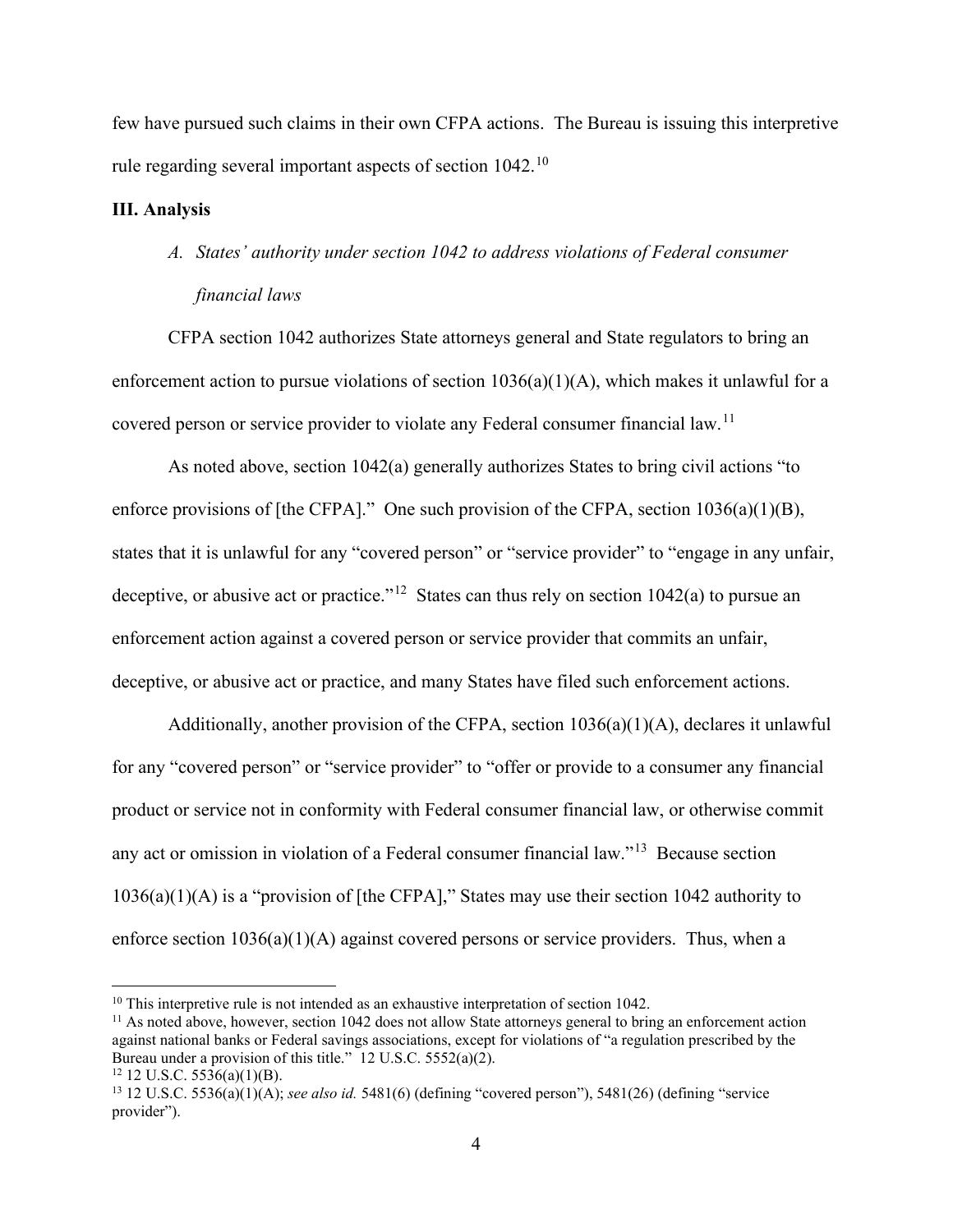few have pursued such claims in their own CFPA actions. The Bureau is issuing this interpretive rule regarding several important aspects of section 1042.[10]

## III. Analysis

### *A. States' authority under section 1042 to address violations of Federal consumer financial laws*

CFPA section 1042 authorizes State attorneys general and State regulators to bring an enforcement action to pursue violations of section 1036(a)(1)(A), which makes it unlawful for a covered person or service provider to violate any Federal consumer financial law.[11]

As noted above, section 1042(a) generally authorizes States to bring civil actions "to enforce provisions of [the CFPA]." One such provision of the CFPA, section 1036(a)(1)(B), states that it is unlawful for any "covered person" or "service provider" to "engage in any unfair, deceptive, or abusive act or practice."[12] States can thus rely on section 1042(a) to pursue an enforcement action against a covered person or service provider that commits an unfair, deceptive, or abusive act or practice, and many States have filed such enforcement actions.

Additionally, another provision of the CFPA, section 1036(a)(1)(A), declares it unlawful for any "covered person" or "service provider" to "offer or provide to a consumer any financial product or service not in conformity with Federal consumer financial law, or otherwise commit any act or omission in violation of a Federal consumer financial law."[13] Because section 1036(a)(1)(A) is a "provision of [the CFPA]," States may use their section 1042 authority to enforce section 1036(a)(1)(A) against covered persons or service providers. Thus, when a

---

[10] This interpretive rule is not intended as an exhaustive interpretation of section 1042.

[11] As noted above, however, section 1042 does not allow State attorneys general to bring an enforcement action against national banks or Federal savings associations, except for violations of "a regulation prescribed by the Bureau under a provision of this title." 12 U.S.C. 5552(a)(2).

[12] 12 U.S.C. 5536(a)(1)(B).

[13] 12 U.S.C. 5536(a)(1)(A); *see also id.* 5481(6) (defining "covered person"), 5481(26) (defining "service provider").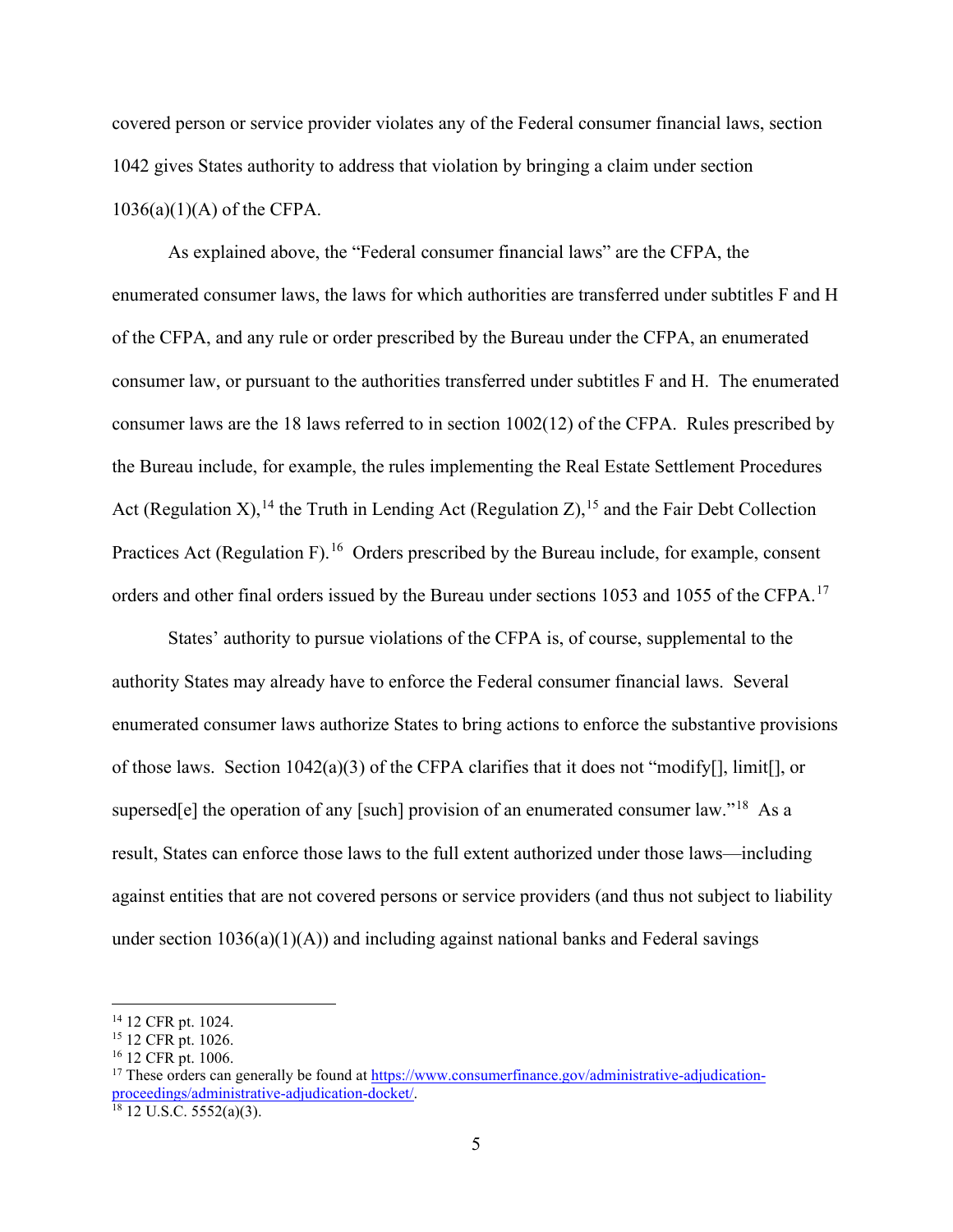covered person or service provider violates any of the Federal consumer financial laws, section 1042 gives States authority to address that violation by bringing a claim under section 1036(a)(1)(A) of the CFPA.

As explained above, the "Federal consumer financial laws" are the CFPA, the enumerated consumer laws, the laws for which authorities are transferred under subtitles F and H of the CFPA, and any rule or order prescribed by the Bureau under the CFPA, an enumerated consumer law, or pursuant to the authorities transferred under subtitles F and H. The enumerated consumer laws are the 18 laws referred to in section 1002(12) of the CFPA. Rules prescribed by the Bureau include, for example, the rules implementing the Real Estate Settlement Procedures Act (Regulation X),[14] the Truth in Lending Act (Regulation Z),[15] and the Fair Debt Collection Practices Act (Regulation F).[16] Orders prescribed by the Bureau include, for example, consent orders and other final orders issued by the Bureau under sections 1053 and 1055 of the CFPA.[17]

States' authority to pursue violations of the CFPA is, of course, supplemental to the authority States may already have to enforce the Federal consumer financial laws. Several enumerated consumer laws authorize States to bring actions to enforce the substantive provisions of those laws. Section 1042(a)(3) of the CFPA clarifies that it does not "modify[], limit[], or supersed[e] the operation of any [such] provision of an enumerated consumer law."[18] As a result, States can enforce those laws to the full extent authorized under those laws—including against entities that are not covered persons or service providers (and thus not subject to liability under section 1036(a)(1)(A)) and including against national banks and Federal savings

---

[14] 12 CFR pt. 1024.

[15] 12 CFR pt. 1026.

[16] 12 CFR pt. 1006.

[17] These orders can generally be found at https://www.consumerfinance.gov/administrative-adjudication-proceedings/administrative-adjudication-docket/.

[18] 12 U.S.C. 5552(a)(3).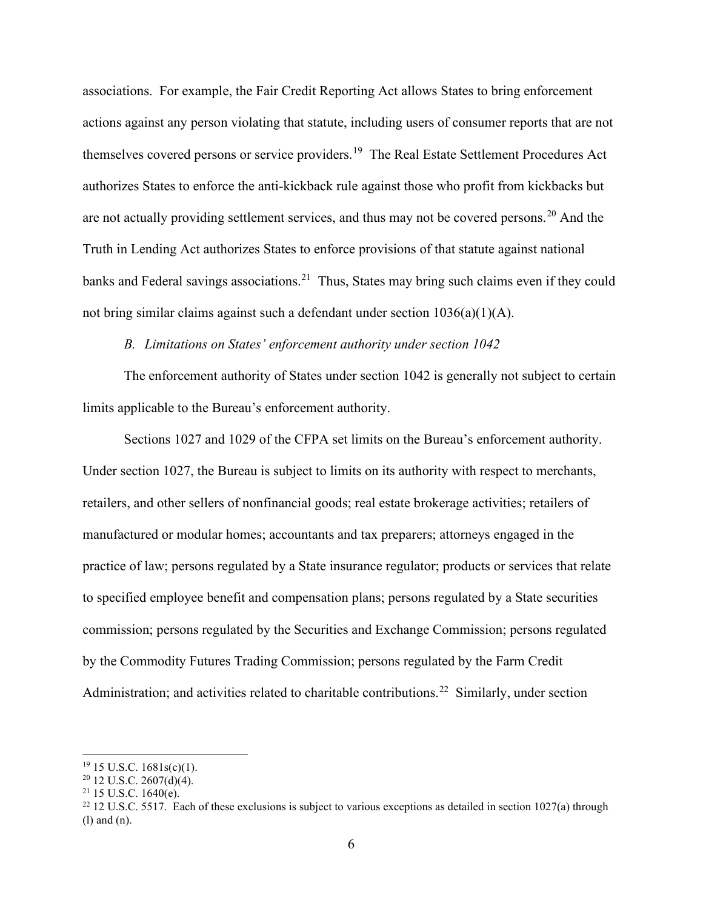associations. For example, the Fair Credit Reporting Act allows States to bring enforcement actions against any person violating that statute, including users of consumer reports that are not themselves covered persons or service providers.[19] The Real Estate Settlement Procedures Act authorizes States to enforce the anti-kickback rule against those who profit from kickbacks but are not actually providing settlement services, and thus may not be covered persons.[20] And the Truth in Lending Act authorizes States to enforce provisions of that statute against national banks and Federal savings associations.[21] Thus, States may bring such claims even if they could not bring similar claims against such a defendant under section 1036(a)(1)(A).

*B. Limitations on States' enforcement authority under section 1042*

The enforcement authority of States under section 1042 is generally not subject to certain limits applicable to the Bureau's enforcement authority.

Sections 1027 and 1029 of the CFPA set limits on the Bureau's enforcement authority. Under section 1027, the Bureau is subject to limits on its authority with respect to merchants, retailers, and other sellers of nonfinancial goods; real estate brokerage activities; retailers of manufactured or modular homes; accountants and tax preparers; attorneys engaged in the practice of law; persons regulated by a State insurance regulator; products or services that relate to specified employee benefit and compensation plans; persons regulated by a State securities commission; persons regulated by the Securities and Exchange Commission; persons regulated by the Commodity Futures Trading Commission; persons regulated by the Farm Credit Administration; and activities related to charitable contributions.[22] Similarly, under section

---

[19] 15 U.S.C. 1681s(c)(1).

[20] 12 U.S.C. 2607(d)(4).

[21] 15 U.S.C. 1640(e).

[22] 12 U.S.C. 5517. Each of these exclusions is subject to various exceptions as detailed in section 1027(a) through (l) and (n).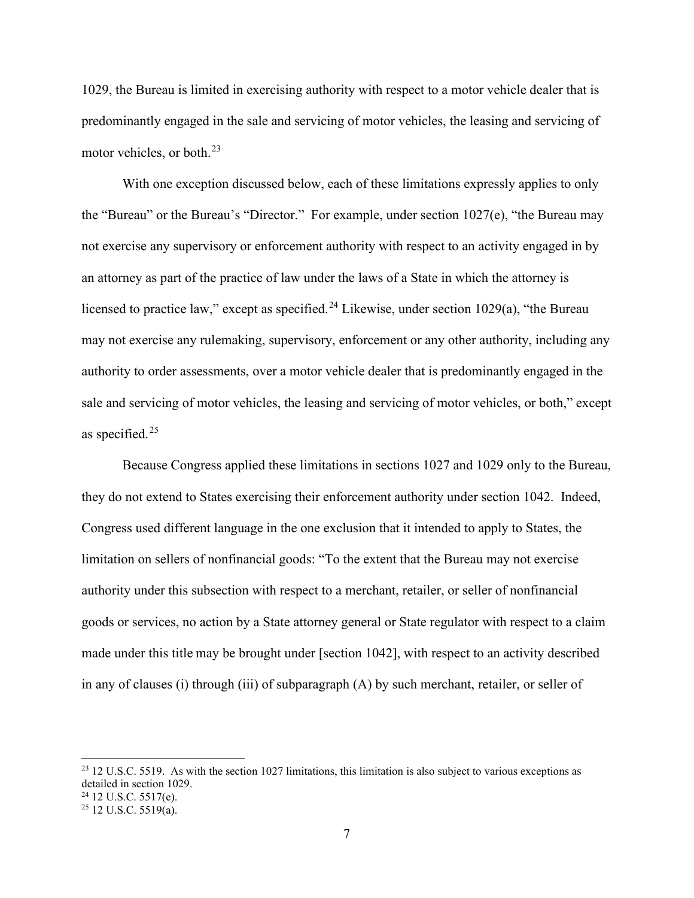1029, the Bureau is limited in exercising authority with respect to a motor vehicle dealer that is predominantly engaged in the sale and servicing of motor vehicles, the leasing and servicing of motor vehicles, or both.[23]

With one exception discussed below, each of these limitations expressly applies to only the "Bureau" or the Bureau's "Director." For example, under section 1027(e), "the Bureau may not exercise any supervisory or enforcement authority with respect to an activity engaged in by an attorney as part of the practice of law under the laws of a State in which the attorney is licensed to practice law," except as specified.[24] Likewise, under section 1029(a), "the Bureau may not exercise any rulemaking, supervisory, enforcement or any other authority, including any authority to order assessments, over a motor vehicle dealer that is predominantly engaged in the sale and servicing of motor vehicles, the leasing and servicing of motor vehicles, or both," except as specified.[25]

Because Congress applied these limitations in sections 1027 and 1029 only to the Bureau, they do not extend to States exercising their enforcement authority under section 1042. Indeed, Congress used different language in the one exclusion that it intended to apply to States, the limitation on sellers of nonfinancial goods: "To the extent that the Bureau may not exercise authority under this subsection with respect to a merchant, retailer, or seller of nonfinancial goods or services, no action by a State attorney general or State regulator with respect to a claim made under this title may be brought under [section 1042], with respect to an activity described in any of clauses (i) through (iii) of subparagraph (A) by such merchant, retailer, or seller of

---

[23] 12 U.S.C. 5519. As with the section 1027 limitations, this limitation is also subject to various exceptions as detailed in section 1029.

[24] 12 U.S.C. 5517(e).

[25] 12 U.S.C. 5519(a).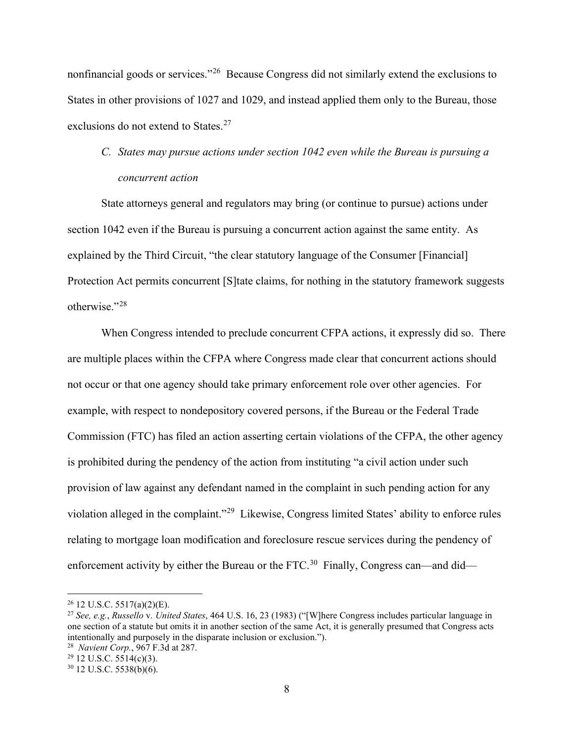nonfinancial goods or services."[26] Because Congress did not similarly extend the exclusions to States in other provisions of 1027 and 1029, and instead applied them only to the Bureau, those exclusions do not extend to States.[27]

### *C. States may pursue actions under section 1042 even while the Bureau is pursuing a concurrent action*

State attorneys general and regulators may bring (or continue to pursue) actions under section 1042 even if the Bureau is pursuing a concurrent action against the same entity. As explained by the Third Circuit, "the clear statutory language of the Consumer [Financial] Protection Act permits concurrent [S]tate claims, for nothing in the statutory framework suggests otherwise."[28]

When Congress intended to preclude concurrent CFPA actions, it expressly did so. There are multiple places within the CFPA where Congress made clear that concurrent actions should not occur or that one agency should take primary enforcement role over other agencies. For example, with respect to nondepository covered persons, if the Bureau or the Federal Trade Commission (FTC) has filed an action asserting certain violations of the CFPA, the other agency is prohibited during the pendency of the action from instituting "a civil action under such provision of law against any defendant named in the complaint in such pending action for any violation alleged in the complaint."[29] Likewise, Congress limited States' ability to enforce rules relating to mortgage loan modification and foreclosure rescue services during the pendency of enforcement activity by either the Bureau or the FTC.[30] Finally, Congress can—and did—

---

[26] 12 U.S.C. 5517(a)(2)(E).

[27] *See, e.g.*, *Russello* v. *United States*, 464 U.S. 16, 23 (1983) ("[W]here Congress includes particular language in one section of a statute but omits it in another section of the same Act, it is generally presumed that Congress acts intentionally and purposely in the disparate inclusion or exclusion.").

[28] *Navient Corp.*, 967 F.3d at 287.

[29] 12 U.S.C. 5514(c)(3).

[30] 12 U.S.C. 5538(b)(6).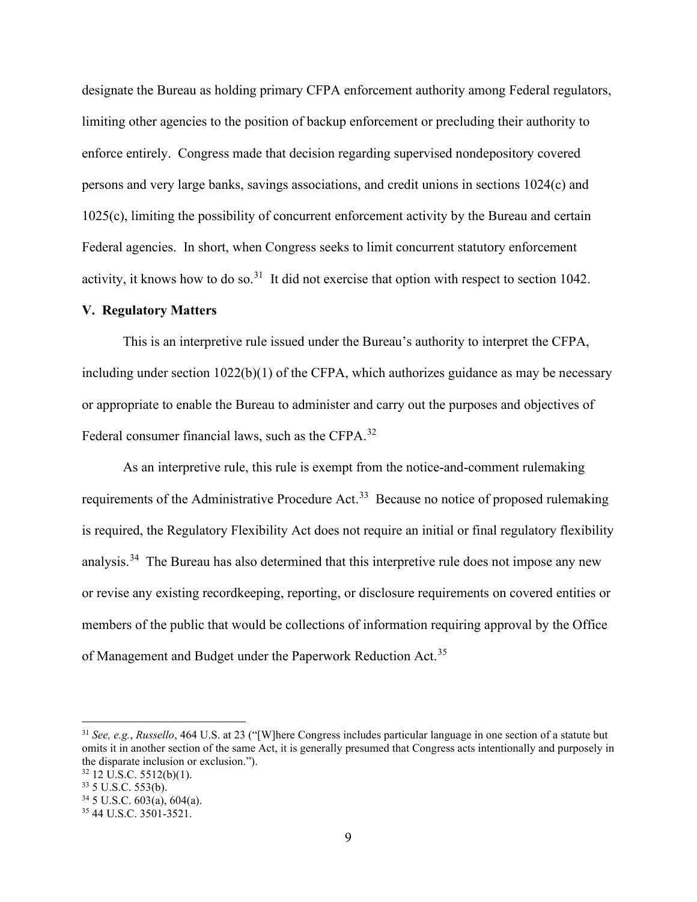designate the Bureau as holding primary CFPA enforcement authority among Federal regulators, limiting other agencies to the position of backup enforcement or precluding their authority to enforce entirely. Congress made that decision regarding supervised nondepository covered persons and very large banks, savings associations, and credit unions in sections 1024(c) and 1025(c), limiting the possibility of concurrent enforcement activity by the Bureau and certain Federal agencies. In short, when Congress seeks to limit concurrent statutory enforcement activity, it knows how to do so.[31] It did not exercise that option with respect to section 1042.

## V. Regulatory Matters

This is an interpretive rule issued under the Bureau's authority to interpret the CFPA, including under section 1022(b)(1) of the CFPA, which authorizes guidance as may be necessary or appropriate to enable the Bureau to administer and carry out the purposes and objectives of Federal consumer financial laws, such as the CFPA.[32]

As an interpretive rule, this rule is exempt from the notice-and-comment rulemaking requirements of the Administrative Procedure Act.[33] Because no notice of proposed rulemaking is required, the Regulatory Flexibility Act does not require an initial or final regulatory flexibility analysis.[34] The Bureau has also determined that this interpretive rule does not impose any new or revise any existing recordkeeping, reporting, or disclosure requirements on covered entities or members of the public that would be collections of information requiring approval by the Office of Management and Budget under the Paperwork Reduction Act.[35]

---

[31] *See, e.g.*, *Russello*, 464 U.S. at 23 ("[W]here Congress includes particular language in one section of a statute but omits it in another section of the same Act, it is generally presumed that Congress acts intentionally and purposely in the disparate inclusion or exclusion.").

[32] 12 U.S.C. 5512(b)(1).

[33] 5 U.S.C. 553(b).

[34] 5 U.S.C. 603(a), 604(a).

[35] 44 U.S.C. 3501-3521.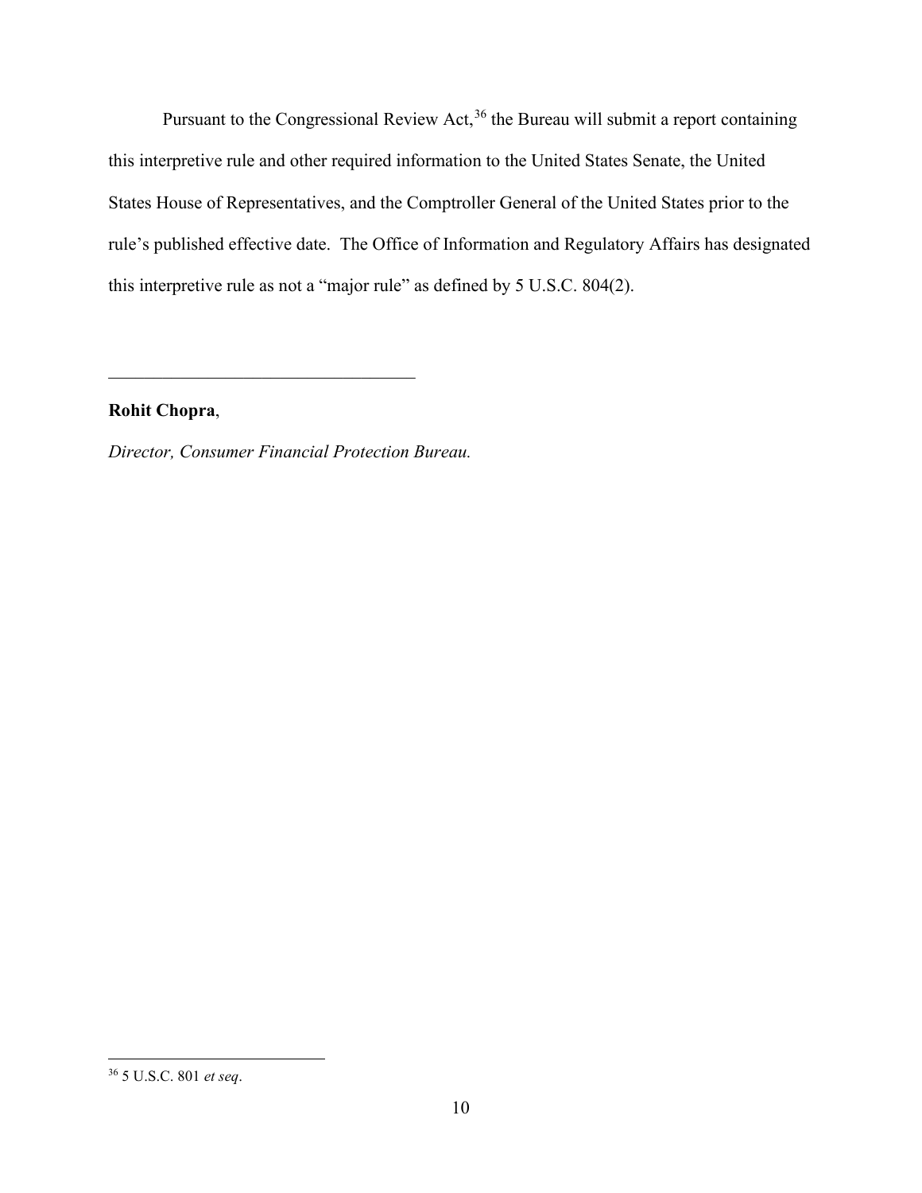Pursuant to the Congressional Review Act,[36] the Bureau will submit a report containing this interpretive rule and other required information to the United States Senate, the United States House of Representatives, and the Comptroller General of the United States prior to the rule's published effective date. The Office of Information and Regulatory Affairs has designated this interpretive rule as not a "major rule" as defined by 5 U.S.C. 804(2).

\_\_\_\_\_\_\_\_\_\_\_\_\_\_\_\_\_\_\_\_\_\_\_\_\_\_\_\_\_\_\_\_\_\_\_

**Rohit Chopra**,

*Director, Consumer Financial Protection Bureau.*

---

[36] 5 U.S.C. 801 *et seq*.